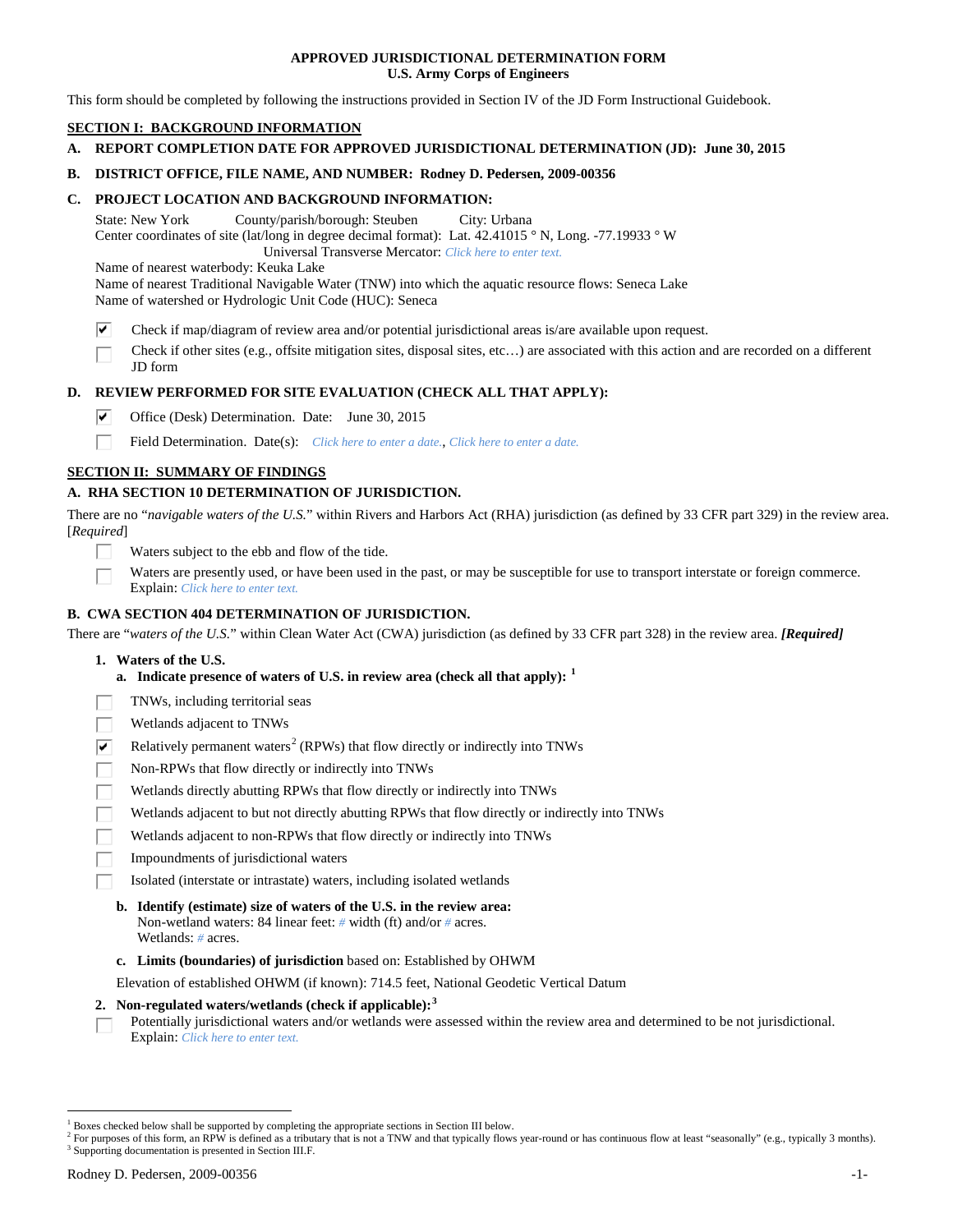# APPROVED JURISDICTIONAL DETERMINATION FORM
## U.S. Army Corps of Engineers

This form should be completed by following the instructions provided in Section IV of the JD Form Instructional Guidebook.

## SECTION I: BACKGROUND INFORMATION

**A. REPORT COMPLETION DATE FOR APPROVED JURISDICTIONAL DETERMINATION (JD): June 30, 2015**

**B. DISTRICT OFFICE, FILE NAME, AND NUMBER: Rodney D. Pedersen, 2009-00356**

**C. PROJECT LOCATION AND BACKGROUND INFORMATION:**

State: New York County/parish/borough: Steuben City: Urbana
Center coordinates of site (lat/long in degree decimal format): Lat. 42.41015 ° N, Long. -77.19933 ° W
Universal Transverse Mercator: *Click here to enter text.*
Name of nearest waterbody: Keuka Lake
Name of nearest Traditional Navigable Water (TNW) into which the aquatic resource flows: Seneca Lake
Name of watershed or Hydrologic Unit Code (HUC): Seneca

- ☑ Check if map/diagram of review area and/or potential jurisdictional areas is/are available upon request.
- ☐ Check if other sites (e.g., offsite mitigation sites, disposal sites, etc…) are associated with this action and are recorded on a different JD form

**D. REVIEW PERFORMED FOR SITE EVALUATION (CHECK ALL THAT APPLY):**

- ☑ Office (Desk) Determination. Date: June 30, 2015
- ☐ Field Determination. Date(s): *Click here to enter a date.*, *Click here to enter a date.*

## SECTION II: SUMMARY OF FINDINGS

**A. RHA SECTION 10 DETERMINATION OF JURISDICTION.**

There are no "*navigable waters of the U.S.*" within Rivers and Harbors Act (RHA) jurisdiction (as defined by 33 CFR part 329) in the review area. [*Required*]

- ☐ Waters subject to the ebb and flow of the tide.
- ☐ Waters are presently used, or have been used in the past, or may be susceptible for use to transport interstate or foreign commerce. Explain: *Click here to enter text.*

**B. CWA SECTION 404 DETERMINATION OF JURISDICTION.**

There are "*waters of the U.S.*" within Clean Water Act (CWA) jurisdiction (as defined by 33 CFR part 328) in the review area. ***[Required]***

**1. Waters of the U.S.**

**a. Indicate presence of waters of U.S. in review area (check all that apply): [1]**

- ☐ TNWs, including territorial seas
- ☐ Wetlands adjacent to TNWs
- ☑ Relatively permanent waters[2] (RPWs) that flow directly or indirectly into TNWs
- ☐ Non-RPWs that flow directly or indirectly into TNWs
- ☐ Wetlands directly abutting RPWs that flow directly or indirectly into TNWs
- ☐ Wetlands adjacent to but not directly abutting RPWs that flow directly or indirectly into TNWs
- ☐ Wetlands adjacent to non-RPWs that flow directly or indirectly into TNWs
- ☐ Impoundments of jurisdictional waters
- ☐ Isolated (interstate or intrastate) waters, including isolated wetlands

**b. Identify (estimate) size of waters of the U.S. in the review area:**
Non-wetland waters: 84 linear feet: # width (ft) and/or # acres.
Wetlands: # acres.

**c. Limits (boundaries) of jurisdiction** based on: Established by OHWM

Elevation of established OHWM (if known): 714.5 feet, National Geodetic Vertical Datum

**2. Non-regulated waters/wetlands (check if applicable): [3]**

- ☐ Potentially jurisdictional waters and/or wetlands were assessed within the review area and determined to be not jurisdictional. Explain: *Click here to enter text.*

---

[1] Boxes checked below shall be supported by completing the appropriate sections in Section III below.
[2] For purposes of this form, an RPW is defined as a tributary that is not a TNW and that typically flows year-round or has continuous flow at least "seasonally" (e.g., typically 3 months).
[3] Supporting documentation is presented in Section III.F.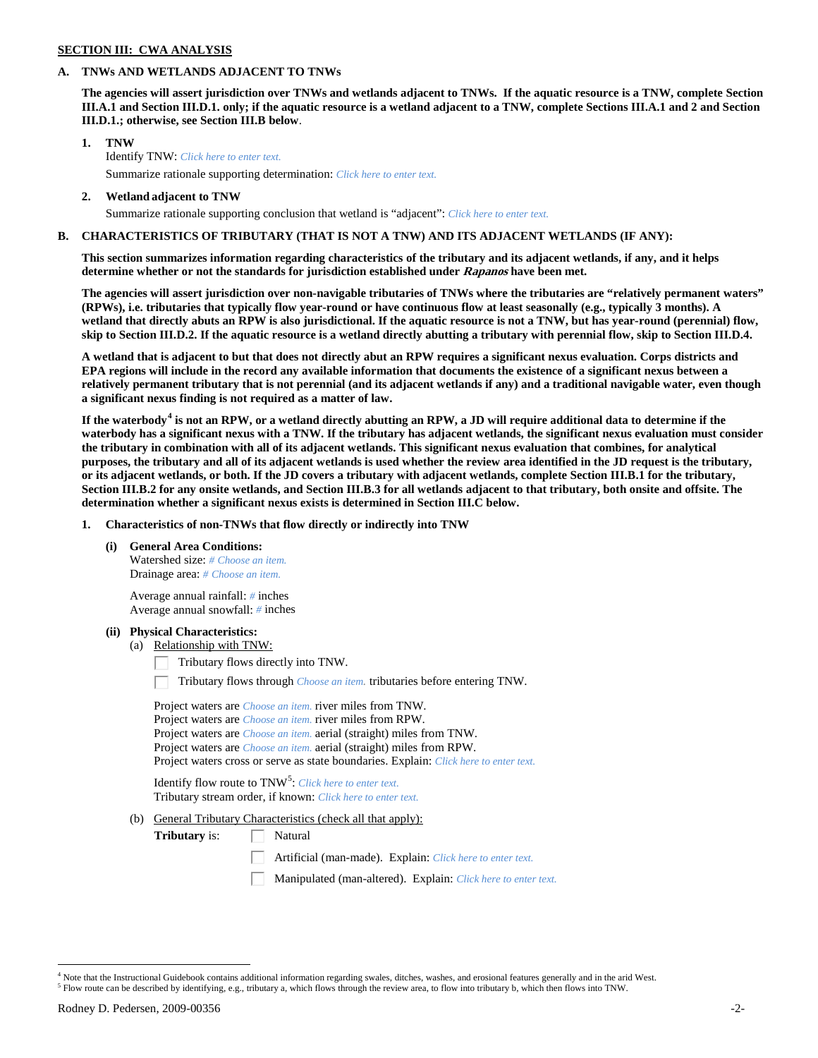**SECTION III: CWA ANALYSIS**

**A. TNWs AND WETLANDS ADJACENT TO TNWs**

**The agencies will assert jurisdiction over TNWs and wetlands adjacent to TNWs. If the aquatic resource is a TNW, complete Section III.A.1 and Section III.D.1. only; if the aquatic resource is a wetland adjacent to a TNW, complete Sections III.A.1 and 2 and Section III.D.1.; otherwise, see Section III.B below**.

1. **TNW**
   Identify TNW: *Click here to enter text.*
   Summarize rationale supporting determination: *Click here to enter text.*

2. **Wetland adjacent to TNW**
   Summarize rationale supporting conclusion that wetland is "adjacent": *Click here to enter text.*

**B. CHARACTERISTICS OF TRIBUTARY (THAT IS NOT A TNW) AND ITS ADJACENT WETLANDS (IF ANY):**

**This section summarizes information regarding characteristics of the tributary and its adjacent wetlands, if any, and it helps determine whether or not the standards for jurisdiction established under *Rapanos* have been met.**

**The agencies will assert jurisdiction over non-navigable tributaries of TNWs where the tributaries are "relatively permanent waters" (RPWs), i.e. tributaries that typically flow year-round or have continuous flow at least seasonally (e.g., typically 3 months). A wetland that directly abuts an RPW is also jurisdictional. If the aquatic resource is not a TNW, but has year-round (perennial) flow, skip to Section III.D.2. If the aquatic resource is a wetland directly abutting a tributary with perennial flow, skip to Section III.D.4.**

**A wetland that is adjacent to but that does not directly abut an RPW requires a significant nexus evaluation. Corps districts and EPA regions will include in the record any available information that documents the existence of a significant nexus between a relatively permanent tributary that is not perennial (and its adjacent wetlands if any) and a traditional navigable water, even though a significant nexus finding is not required as a matter of law.**

**If the waterbody[4] is not an RPW, or a wetland directly abutting an RPW, a JD will require additional data to determine if the waterbody has a significant nexus with a TNW. If the tributary has adjacent wetlands, the significant nexus evaluation must consider the tributary in combination with all of its adjacent wetlands. This significant nexus evaluation that combines, for analytical purposes, the tributary and all of its adjacent wetlands is used whether the review area identified in the JD request is the tributary, or its adjacent wetlands, or both. If the JD covers a tributary with adjacent wetlands, complete Section III.B.1 for the tributary, Section III.B.2 for any onsite wetlands, and Section III.B.3 for all wetlands adjacent to that tributary, both onsite and offsite. The determination whether a significant nexus exists is determined in Section III.C below.**

1. **Characteristics of non-TNWs that flow directly or indirectly into TNW**

   **(i) General Area Conditions:**
   Watershed size: *# Choose an item.*
   Drainage area: *# Choose an item.*

   Average annual rainfall: *#* inches
   Average annual snowfall: *#* inches

   **(ii) Physical Characteristics:**
   (a) Relationship with TNW:
   - ☐ Tributary flows directly into TNW.
   - ☐ Tributary flows through *Choose an item.* tributaries before entering TNW.

   Project waters are *Choose an item.* river miles from TNW.
   Project waters are *Choose an item.* river miles from RPW.
   Project waters are *Choose an item.* aerial (straight) miles from TNW.
   Project waters are *Choose an item.* aerial (straight) miles from RPW.
   Project waters cross or serve as state boundaries. Explain: *Click here to enter text.*

   Identify flow route to TNW[5]: *Click here to enter text.*
   Tributary stream order, if known: *Click here to enter text.*

   (b) General Tributary Characteristics (check all that apply):
   **Tributary** is:
   - ☐ Natural
   - ☐ Artificial (man-made). Explain: *Click here to enter text.*
   - ☐ Manipulated (man-altered). Explain: *Click here to enter text.*

---

[4] Note that the Instructional Guidebook contains additional information regarding swales, ditches, washes, and erosional features generally and in the arid West.
[5] Flow route can be described by identifying, e.g., tributary a, which flows through the review area, to flow into tributary b, which then flows into TNW.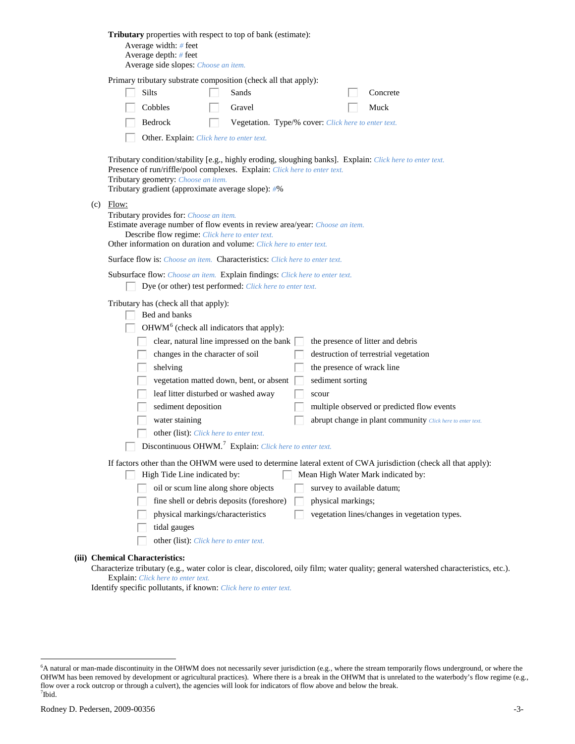**Tributary** properties with respect to top of bank (estimate):

Average width: # feet
Average depth: # feet
Average side slopes: Choose an item.

Primary tributary substrate composition (check all that apply):

- ☐ Silts
- ☐ Sands
- ☐ Concrete
- ☐ Cobbles
- ☐ Gravel
- ☐ Muck
- ☐ Bedrock
- ☐ Vegetation. Type/% cover: Click here to enter text.
- ☐ Other. Explain: Click here to enter text.

Tributary condition/stability [e.g., highly eroding, sloughing banks]. Explain: Click here to enter text.
Presence of run/riffle/pool complexes. Explain: Click here to enter text.
Tributary geometry: Choose an item.
Tributary gradient (approximate average slope): #%

(c) Flow:

Tributary provides for: Choose an item.
Estimate average number of flow events in review area/year: Choose an item.
Describe flow regime: Click here to enter text.
Other information on duration and volume: Click here to enter text.

Surface flow is: Choose an item. Characteristics: Click here to enter text.

Subsurface flow: Choose an item. Explain findings: Click here to enter text.

- ☐ Dye (or other) test performed: Click here to enter text.

Tributary has (check all that apply):

- ☐ Bed and banks
- ☐ OHWM[6] (check all indicators that apply):
  - ☐ clear, natural line impressed on the bank
  - ☐ the presence of litter and debris
  - ☐ changes in the character of soil
  - ☐ destruction of terrestrial vegetation
  - ☐ shelving
  - ☐ the presence of wrack line
  - ☐ vegetation matted down, bent, or absent
  - ☐ sediment sorting
  - ☐ leaf litter disturbed or washed away
  - ☐ scour
  - ☐ sediment deposition
  - ☐ multiple observed or predicted flow events
  - ☐ water staining
  - ☐ abrupt change in plant community Click here to enter text.
  - ☐ other (list): Click here to enter text.
- ☐ Discontinuous OHWM.[7] Explain: Click here to enter text.

If factors other than the OHWM were used to determine lateral extent of CWA jurisdiction (check all that apply):

- ☐ High Tide Line indicated by:
  - ☐ oil or scum line along shore objects
  - ☐ fine shell or debris deposits (foreshore)
  - ☐ physical markings/characteristics
  - ☐ tidal gauges
  - ☐ other (list): Click here to enter text.
- ☐ Mean High Water Mark indicated by:
  - ☐ survey to available datum;
  - ☐ physical markings;
  - ☐ vegetation lines/changes in vegetation types.

**(iii) Chemical Characteristics:**

Characterize tributary (e.g., water color is clear, discolored, oily film; water quality; general watershed characteristics, etc.).
Explain: Click here to enter text.
Identify specific pollutants, if known: Click here to enter text.

---

[6] A natural or man-made discontinuity in the OHWM does not necessarily sever jurisdiction (e.g., where the stream temporarily flows underground, or where the OHWM has been removed by development or agricultural practices). Where there is a break in the OHWM that is unrelated to the waterbody's flow regime (e.g., flow over a rock outcrop or through a culvert), the agencies will look for indicators of flow above and below the break.
[7] Ibid.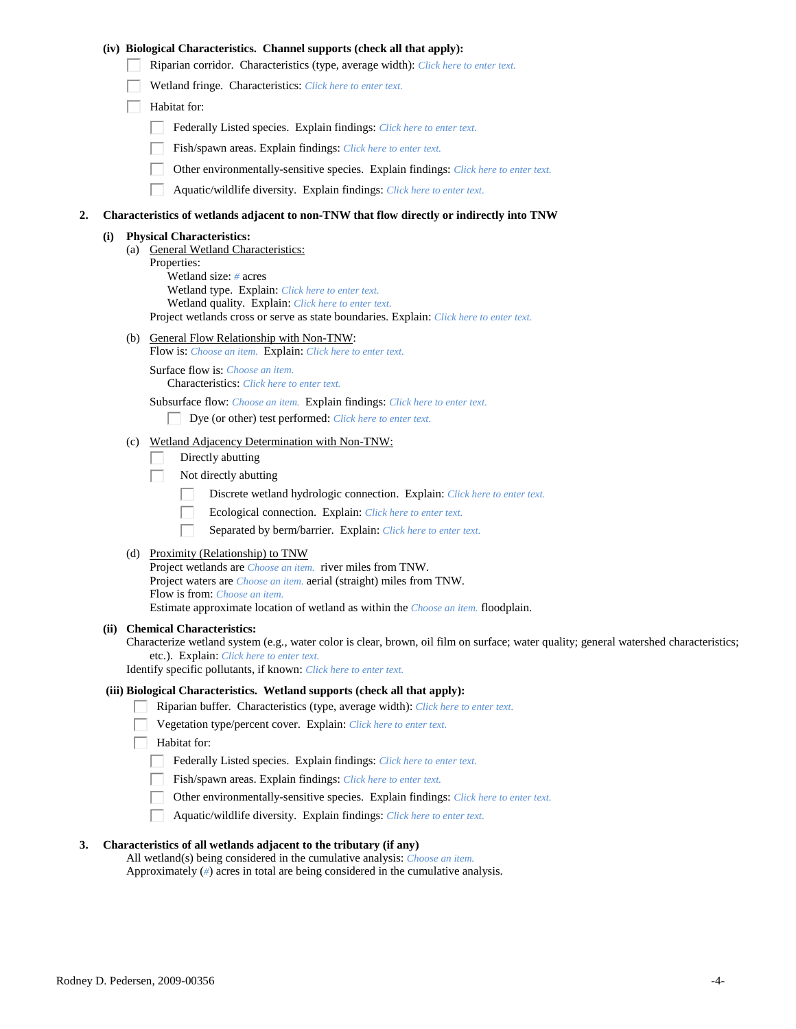**(iv) Biological Characteristics. Channel supports (check all that apply):**

- ☐ Riparian corridor. Characteristics (type, average width): *Click here to enter text.*
- ☐ Wetland fringe. Characteristics: *Click here to enter text.*
- ☐ Habitat for:
  - ☐ Federally Listed species. Explain findings: *Click here to enter text.*
  - ☐ Fish/spawn areas. Explain findings: *Click here to enter text.*
  - ☐ Other environmentally-sensitive species. Explain findings: *Click here to enter text.*
  - ☐ Aquatic/wildlife diversity. Explain findings: *Click here to enter text.*

**2. Characteristics of wetlands adjacent to non-TNW that flow directly or indirectly into TNW**

**(i) Physical Characteristics:**

(a) General Wetland Characteristics:

Properties:

Wetland size: *#* acres

Wetland type. Explain: *Click here to enter text.*

Wetland quality. Explain: *Click here to enter text.*

Project wetlands cross or serve as state boundaries. Explain: *Click here to enter text.*

(b) General Flow Relationship with Non-TNW:

Flow is: *Choose an item.* Explain: *Click here to enter text.*

Surface flow is: *Choose an item.*

Characteristics: *Click here to enter text.*

Subsurface flow: *Choose an item.* Explain findings: *Click here to enter text.*

- ☐ Dye (or other) test performed: *Click here to enter text.*

(c) Wetland Adjacency Determination with Non-TNW:

- ☐ Directly abutting
- ☐ Not directly abutting
  - ☐ Discrete wetland hydrologic connection. Explain: *Click here to enter text.*
  - ☐ Ecological connection. Explain: *Click here to enter text.*
  - ☐ Separated by berm/barrier. Explain: *Click here to enter text.*

(d) Proximity (Relationship) to TNW

Project wetlands are *Choose an item.* river miles from TNW.

Project waters are *Choose an item.* aerial (straight) miles from TNW.

Flow is from: *Choose an item.*

Estimate approximate location of wetland as within the *Choose an item.* floodplain.

**(ii) Chemical Characteristics:**

Characterize wetland system (e.g., water color is clear, brown, oil film on surface; water quality; general watershed characteristics; etc.). Explain: *Click here to enter text.*

Identify specific pollutants, if known: *Click here to enter text.*

**(iii) Biological Characteristics. Wetland supports (check all that apply):**

- ☐ Riparian buffer. Characteristics (type, average width): *Click here to enter text.*
- ☐ Vegetation type/percent cover. Explain: *Click here to enter text.*
- ☐ Habitat for:
  - ☐ Federally Listed species. Explain findings: *Click here to enter text.*
  - ☐ Fish/spawn areas. Explain findings: *Click here to enter text.*
  - ☐ Other environmentally-sensitive species. Explain findings: *Click here to enter text.*
  - ☐ Aquatic/wildlife diversity. Explain findings: *Click here to enter text.*

**3. Characteristics of all wetlands adjacent to the tributary (if any)**

All wetland(s) being considered in the cumulative analysis: *Choose an item.*

Approximately (*#*) acres in total are being considered in the cumulative analysis.

Rodney D. Pedersen, 2009-00356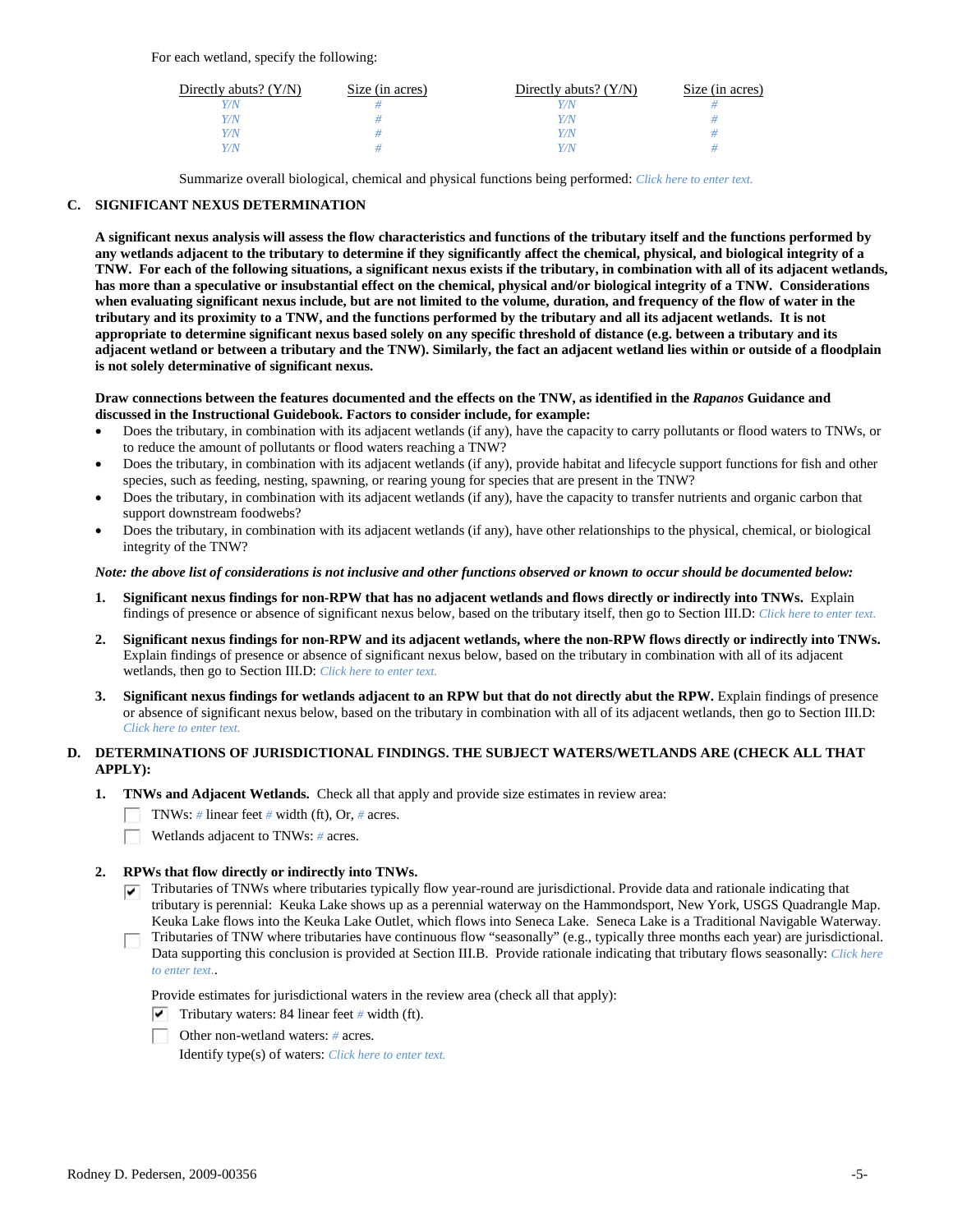For each wetland, specify the following:

| Directly abuts? (Y/N) | Size (in acres) | Directly abuts? (Y/N) | Size (in acres) |
|---|---|---|---|
| Y/N | # | Y/N | # |
| Y/N | # | Y/N | # |
| Y/N | # | Y/N | # |
| Y/N | # | Y/N | # |

Summarize overall biological, chemical and physical functions being performed: *Click here to enter text.*

## C. SIGNIFICANT NEXUS DETERMINATION

**A significant nexus analysis will assess the flow characteristics and functions of the tributary itself and the functions performed by any wetlands adjacent to the tributary to determine if they significantly affect the chemical, physical, and biological integrity of a TNW. For each of the following situations, a significant nexus exists if the tributary, in combination with all of its adjacent wetlands, has more than a speculative or insubstantial effect on the chemical, physical and/or biological integrity of a TNW. Considerations when evaluating significant nexus include, but are not limited to the volume, duration, and frequency of the flow of water in the tributary and its proximity to a TNW, and the functions performed by the tributary and all its adjacent wetlands. It is not appropriate to determine significant nexus based solely on any specific threshold of distance (e.g. between a tributary and its adjacent wetland or between a tributary and the TNW). Similarly, the fact an adjacent wetland lies within or outside of a floodplain is not solely determinative of significant nexus.**

**Draw connections between the features documented and the effects on the TNW, as identified in the *Rapanos* Guidance and discussed in the Instructional Guidebook. Factors to consider include, for example:**

- Does the tributary, in combination with its adjacent wetlands (if any), have the capacity to carry pollutants or flood waters to TNWs, or to reduce the amount of pollutants or flood waters reaching a TNW?
- Does the tributary, in combination with its adjacent wetlands (if any), provide habitat and lifecycle support functions for fish and other species, such as feeding, nesting, spawning, or rearing young for species that are present in the TNW?
- Does the tributary, in combination with its adjacent wetlands (if any), have the capacity to transfer nutrients and organic carbon that support downstream foodwebs?
- Does the tributary, in combination with its adjacent wetlands (if any), have other relationships to the physical, chemical, or biological integrity of the TNW?

***Note: the above list of considerations is not inclusive and other functions observed or known to occur should be documented below:***

1. **Significant nexus findings for non-RPW that has no adjacent wetlands and flows directly or indirectly into TNWs.** Explain findings of presence or absence of significant nexus below, based on the tributary itself, then go to Section III.D: *Click here to enter text.*

2. **Significant nexus findings for non-RPW and its adjacent wetlands, where the non-RPW flows directly or indirectly into TNWs.** Explain findings of presence or absence of significant nexus below, based on the tributary in combination with all of its adjacent wetlands, then go to Section III.D: *Click here to enter text.*

3. **Significant nexus findings for wetlands adjacent to an RPW but that do not directly abut the RPW.** Explain findings of presence or absence of significant nexus below, based on the tributary in combination with all of its adjacent wetlands, then go to Section III.D: *Click here to enter text.*

## D. DETERMINATIONS OF JURISDICTIONAL FINDINGS. THE SUBJECT WATERS/WETLANDS ARE (CHECK ALL THAT APPLY):

1. **TNWs and Adjacent Wetlands.** Check all that apply and provide size estimates in review area:
   - ☐ TNWs: # linear feet # width (ft), Or, # acres.
   - ☐ Wetlands adjacent to TNWs: # acres.

2. **RPWs that flow directly or indirectly into TNWs.**
   - ☑ Tributaries of TNWs where tributaries typically flow year-round are jurisdictional. Provide data and rationale indicating that tributary is perennial: Keuka Lake shows up as a perennial waterway on the Hammondsport, New York, USGS Quadrangle Map. Keuka Lake flows into the Keuka Lake Outlet, which flows into Seneca Lake. Seneca Lake is a Traditional Navigable Waterway.
   - ☐ Tributaries of TNW where tributaries have continuous flow "seasonally" (e.g., typically three months each year) are jurisdictional. Data supporting this conclusion is provided at Section III.B. Provide rationale indicating that tributary flows seasonally: *Click here to enter text.*.

   Provide estimates for jurisdictional waters in the review area (check all that apply):
   - ☑ Tributary waters: 84 linear feet # width (ft).
   - ☐ Other non-wetland waters: # acres.

     Identify type(s) of waters: *Click here to enter text.*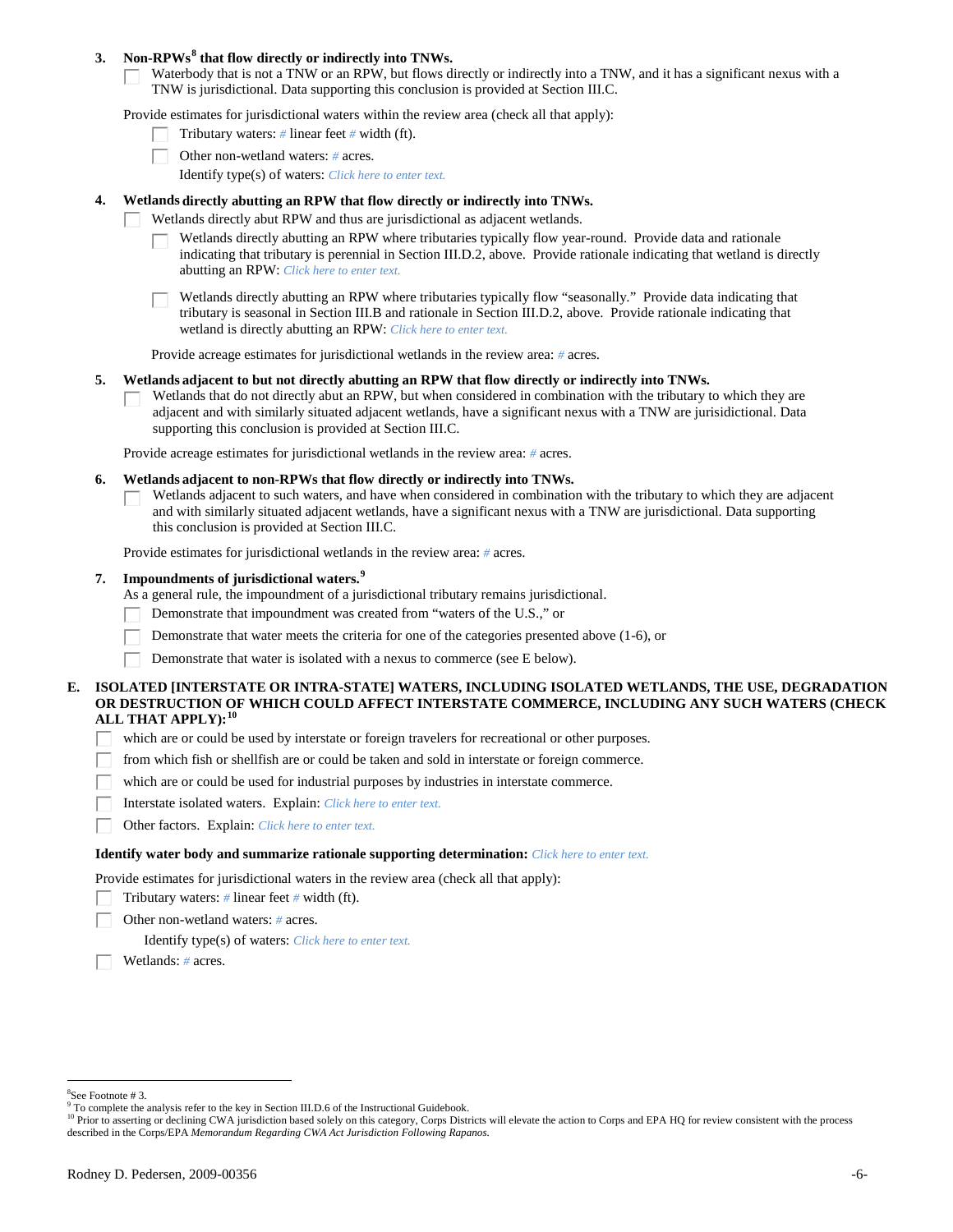3. **Non-RPWs[8] that flow directly or indirectly into TNWs.**

   ☐ Waterbody that is not a TNW or an RPW, but flows directly or indirectly into a TNW, and it has a significant nexus with a TNW is jurisdictional. Data supporting this conclusion is provided at Section III.C.

   Provide estimates for jurisdictional waters within the review area (check all that apply):

   ☐ Tributary waters: *#* linear feet *#* width (ft).

   ☐ Other non-wetland waters: *#* acres.

   Identify type(s) of waters: *Click here to enter text.*

4. **Wetlands directly abutting an RPW that flow directly or indirectly into TNWs.**

   ☐ Wetlands directly abut RPW and thus are jurisdictional as adjacent wetlands.

   ☐ Wetlands directly abutting an RPW where tributaries typically flow year-round. Provide data and rationale indicating that tributary is perennial in Section III.D.2, above. Provide rationale indicating that wetland is directly abutting an RPW: *Click here to enter text.*

   ☐ Wetlands directly abutting an RPW where tributaries typically flow "seasonally." Provide data indicating that tributary is seasonal in Section III.B and rationale in Section III.D.2, above. Provide rationale indicating that wetland is directly abutting an RPW: *Click here to enter text.*

   Provide acreage estimates for jurisdictional wetlands in the review area: *#* acres.

5. **Wetlands adjacent to but not directly abutting an RPW that flow directly or indirectly into TNWs.**

   ☐ Wetlands that do not directly abut an RPW, but when considered in combination with the tributary to which they are adjacent and with similarly situated adjacent wetlands, have a significant nexus with a TNW are jurisidictional. Data supporting this conclusion is provided at Section III.C.

   Provide acreage estimates for jurisdictional wetlands in the review area: *#* acres.

6. **Wetlands adjacent to non-RPWs that flow directly or indirectly into TNWs.**

   ☐ Wetlands adjacent to such waters, and have when considered in combination with the tributary to which they are adjacent and with similarly situated adjacent wetlands, have a significant nexus with a TNW are jurisdictional. Data supporting this conclusion is provided at Section III.C.

   Provide estimates for jurisdictional wetlands in the review area: *#* acres.

7. **Impoundments of jurisdictional waters.[9]**

   As a general rule, the impoundment of a jurisdictional tributary remains jurisdictional.

   ☐ Demonstrate that impoundment was created from "waters of the U.S.," or

   ☐ Demonstrate that water meets the criteria for one of the categories presented above (1-6), or

   ☐ Demonstrate that water is isolated with a nexus to commerce (see E below).

**E. ISOLATED [INTERSTATE OR INTRA-STATE] WATERS, INCLUDING ISOLATED WETLANDS, THE USE, DEGRADATION OR DESTRUCTION OF WHICH COULD AFFECT INTERSTATE COMMERCE, INCLUDING ANY SUCH WATERS (CHECK ALL THAT APPLY):[10]**

☐ which are or could be used by interstate or foreign travelers for recreational or other purposes.

☐ from which fish or shellfish are or could be taken and sold in interstate or foreign commerce.

☐ which are or could be used for industrial purposes by industries in interstate commerce.

☐ Interstate isolated waters. Explain: *Click here to enter text.*

☐ Other factors. Explain: *Click here to enter text.*

**Identify water body and summarize rationale supporting determination:** *Click here to enter text.*

Provide estimates for jurisdictional waters in the review area (check all that apply):

☐ Tributary waters: *#* linear feet *#* width (ft).

☐ Other non-wetland waters: *#* acres.

Identify type(s) of waters: *Click here to enter text.*

☐ Wetlands: *#* acres.

---

[8] See Footnote # 3.

[9] To complete the analysis refer to the key in Section III.D.6 of the Instructional Guidebook.

[10] Prior to asserting or declining CWA jurisdiction based solely on this category, Corps Districts will elevate the action to Corps and EPA HQ for review consistent with the process described in the Corps/EPA *Memorandum Regarding CWA Act Jurisdiction Following Rapanos.*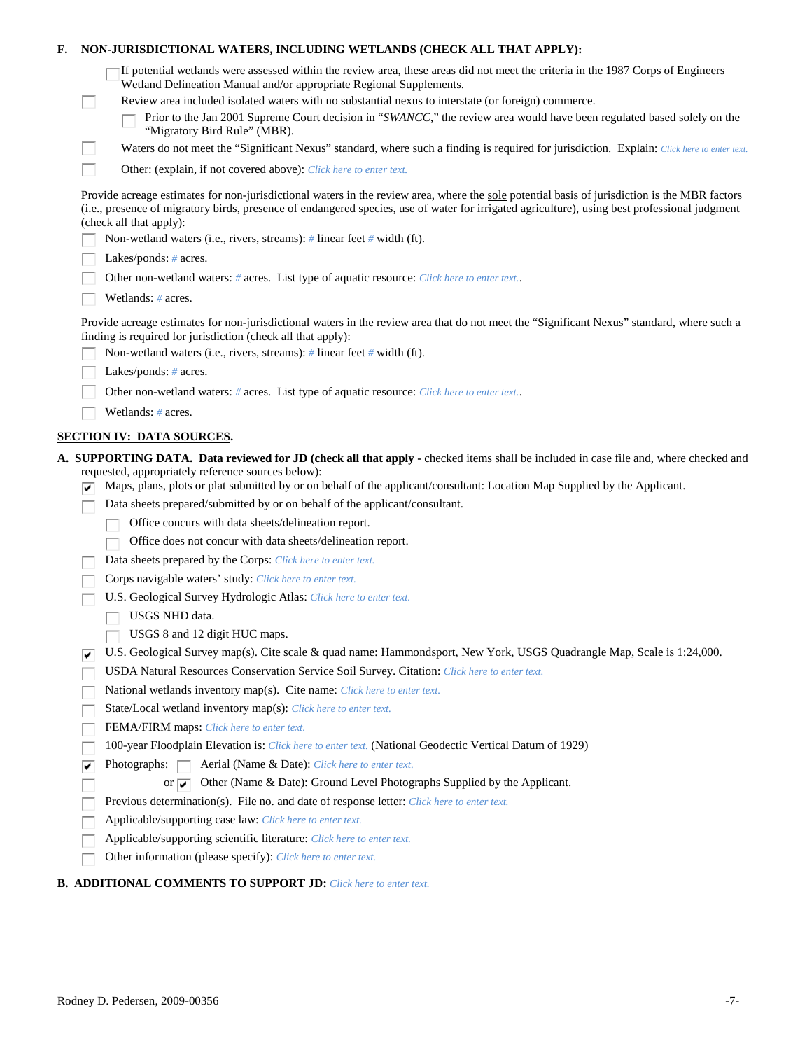**F. NON-JURISDICTIONAL WATERS, INCLUDING WETLANDS (CHECK ALL THAT APPLY):**

- [ ] If potential wetlands were assessed within the review area, these areas did not meet the criteria in the 1987 Corps of Engineers Wetland Delineation Manual and/or appropriate Regional Supplements.
- [ ] Review area included isolated waters with no substantial nexus to interstate (or foreign) commerce.
  - [ ] Prior to the Jan 2001 Supreme Court decision in "*SWANCC*," the review area would have been regulated based solely on the "Migratory Bird Rule" (MBR).
- [ ] Waters do not meet the "Significant Nexus" standard, where such a finding is required for jurisdiction. Explain: *Click here to enter text.*
- [ ] Other: (explain, if not covered above): *Click here to enter text.*

Provide acreage estimates for non-jurisdictional waters in the review area, where the sole potential basis of jurisdiction is the MBR factors (i.e., presence of migratory birds, presence of endangered species, use of water for irrigated agriculture), using best professional judgment (check all that apply):

- [ ] Non-wetland waters (i.e., rivers, streams): # linear feet # width (ft).
- [ ] Lakes/ponds: # acres.
- [ ] Other non-wetland waters: # acres. List type of aquatic resource: *Click here to enter text.*.
- [ ] Wetlands: # acres.

Provide acreage estimates for non-jurisdictional waters in the review area that do not meet the "Significant Nexus" standard, where such a finding is required for jurisdiction (check all that apply):

- [ ] Non-wetland waters (i.e., rivers, streams): # linear feet # width (ft).
- [ ] Lakes/ponds: # acres.
- [ ] Other non-wetland waters: # acres. List type of aquatic resource: *Click here to enter text.*.
- [ ] Wetlands: # acres.

## SECTION IV: DATA SOURCES.

**A. SUPPORTING DATA. Data reviewed for JD (check all that apply** - checked items shall be included in case file and, where checked and requested, appropriately reference sources below):

- [x] Maps, plans, plots or plat submitted by or on behalf of the applicant/consultant: Location Map Supplied by the Applicant.
- [ ] Data sheets prepared/submitted by or on behalf of the applicant/consultant.
  - [ ] Office concurs with data sheets/delineation report.
  - [ ] Office does not concur with data sheets/delineation report.
- [ ] Data sheets prepared by the Corps: *Click here to enter text.*
- [ ] Corps navigable waters' study: *Click here to enter text.*
- [ ] U.S. Geological Survey Hydrologic Atlas: *Click here to enter text.*
  - [ ] USGS NHD data.
  - [ ] USGS 8 and 12 digit HUC maps.
- [x] U.S. Geological Survey map(s). Cite scale & quad name: Hammondsport, New York, USGS Quadrangle Map, Scale is 1:24,000.
- [ ] USDA Natural Resources Conservation Service Soil Survey. Citation: *Click here to enter text.*
- [ ] National wetlands inventory map(s). Cite name: *Click here to enter text.*
- [ ] State/Local wetland inventory map(s): *Click here to enter text.*
- [ ] FEMA/FIRM maps: *Click here to enter text.*
- [ ] 100-year Floodplain Elevation is: *Click here to enter text.* (National Geodectic Vertical Datum of 1929)
- [x] Photographs: [ ] Aerial (Name & Date): *Click here to enter text.*
- [ ] or [x] Other (Name & Date): Ground Level Photographs Supplied by the Applicant.
- [ ] Previous determination(s). File no. and date of response letter: *Click here to enter text.*
- [ ] Applicable/supporting case law: *Click here to enter text.*
- [ ] Applicable/supporting scientific literature: *Click here to enter text.*
- [ ] Other information (please specify): *Click here to enter text.*

**B. ADDITIONAL COMMENTS TO SUPPORT JD:** *Click here to enter text.*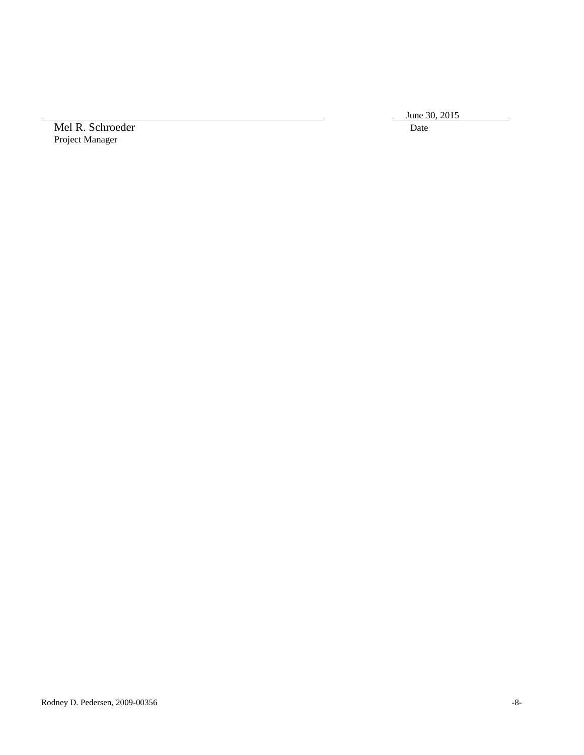\_\_\_\_\_\_\_\_\_\_\_\_\_\_\_\_\_\_\_\_\_\_\_\_\_\_\_\_\_\_\_\_\_\_\_\_\_\_\_\_\_\_\_\_\_\_\_\_\_\_\_\_\_\_\_\_\_\_\_\_\_\_\_\_

Mel R. Schroeder
Project Manager

June 30, 2015

Date